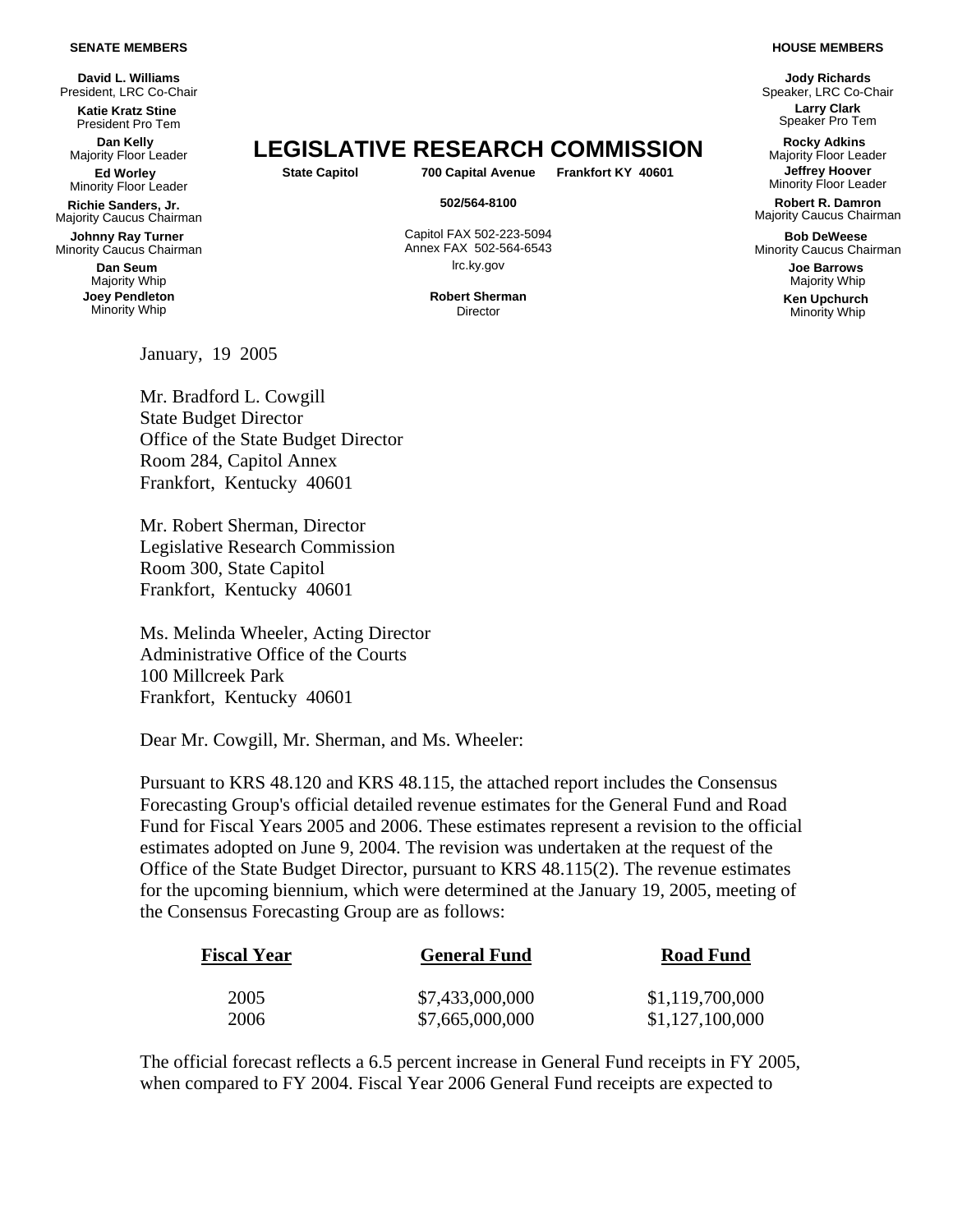**SENATE MEMBERS**

**David L. Williams**
President, LRC Co-Chair

**Katie Kratz Stine**
President Pro Tem

**Dan Kelly**
Majority Floor Leader

**Ed Worley**
Minority Floor Leader

**Richie Sanders, Jr.**
Majority Caucus Chairman

**Johnny Ray Turner**
Minority Caucus Chairman

**Dan Seum**
Majority Whip

**Joey Pendleton**
Minority Whip

# LEGISLATIVE RESEARCH COMMISSION

**State Capitol** **700 Capital Avenue** **Frankfort KY 40601**

**502/564-8100**

Capitol FAX 502-223-5094
Annex FAX 502-564-6543
lrc.ky.gov

**Robert Sherman**
Director

**HOUSE MEMBERS**

**Jody Richards**
Speaker, LRC Co-Chair

**Larry Clark**
Speaker Pro Tem

**Rocky Adkins**
Majority Floor Leader

**Jeffrey Hoover**
Minority Floor Leader

**Robert R. Damron**
Majority Caucus Chairman

**Bob DeWeese**
Minority Caucus Chairman

**Joe Barrows**
Majority Whip

**Ken Upchurch**
Minority Whip

January, 19 2005

Mr. Bradford L. Cowgill
State Budget Director
Office of the State Budget Director
Room 284, Capitol Annex
Frankfort, Kentucky 40601

Mr. Robert Sherman, Director
Legislative Research Commission
Room 300, State Capitol
Frankfort, Kentucky 40601

Ms. Melinda Wheeler, Acting Director
Administrative Office of the Courts
100 Millcreek Park
Frankfort, Kentucky 40601

Dear Mr. Cowgill, Mr. Sherman, and Ms. Wheeler:

Pursuant to KRS 48.120 and KRS 48.115, the attached report includes the Consensus Forecasting Group's official detailed revenue estimates for the General Fund and Road Fund for Fiscal Years 2005 and 2006. These estimates represent a revision to the official estimates adopted on June 9, 2004. The revision was undertaken at the request of the Office of the State Budget Director, pursuant to KRS 48.115(2). The revenue estimates for the upcoming biennium, which were determined at the January 19, 2005, meeting of the Consensus Forecasting Group are as follows:

| Fiscal Year | General Fund | Road Fund |
|---|---|---|
| 2005 | $7,433,000,000 | $1,119,700,000 |
| 2006 | $7,665,000,000 | $1,127,100,000 |

The official forecast reflects a 6.5 percent increase in General Fund receipts in FY 2005, when compared to FY 2004. Fiscal Year 2006 General Fund receipts are expected to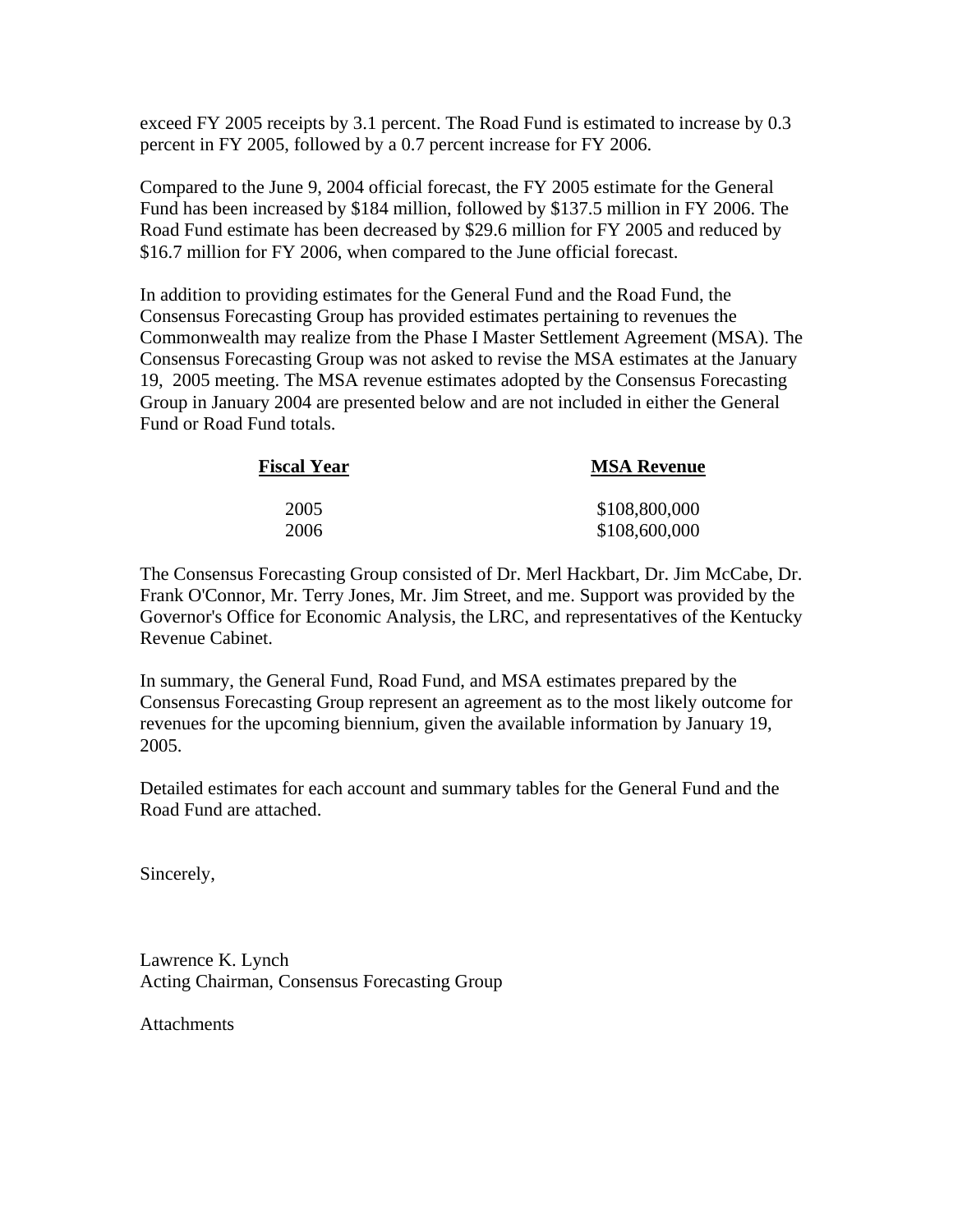exceed FY 2005 receipts by 3.1 percent. The Road Fund is estimated to increase by 0.3 percent in FY 2005, followed by a 0.7 percent increase for FY 2006.

Compared to the June 9, 2004 official forecast, the FY 2005 estimate for the General Fund has been increased by $184 million, followed by $137.5 million in FY 2006. The Road Fund estimate has been decreased by $29.6 million for FY 2005 and reduced by $16.7 million for FY 2006, when compared to the June official forecast.

In addition to providing estimates for the General Fund and the Road Fund, the Consensus Forecasting Group has provided estimates pertaining to revenues the Commonwealth may realize from the Phase I Master Settlement Agreement (MSA). The Consensus Forecasting Group was not asked to revise the MSA estimates at the January 19, 2005 meeting. The MSA revenue estimates adopted by the Consensus Forecasting Group in January 2004 are presented below and are not included in either the General Fund or Road Fund totals.

| Fiscal Year | MSA Revenue |
|---|---|
| 2005 | $108,800,000 |
| 2006 | $108,600,000 |

The Consensus Forecasting Group consisted of Dr. Merl Hackbart, Dr. Jim McCabe, Dr. Frank O'Connor, Mr. Terry Jones, Mr. Jim Street, and me. Support was provided by the Governor's Office for Economic Analysis, the LRC, and representatives of the Kentucky Revenue Cabinet.

In summary, the General Fund, Road Fund, and MSA estimates prepared by the Consensus Forecasting Group represent an agreement as to the most likely outcome for revenues for the upcoming biennium, given the available information by January 19, 2005.

Detailed estimates for each account and summary tables for the General Fund and the Road Fund are attached.

Sincerely,

Lawrence K. Lynch
Acting Chairman, Consensus Forecasting Group

Attachments